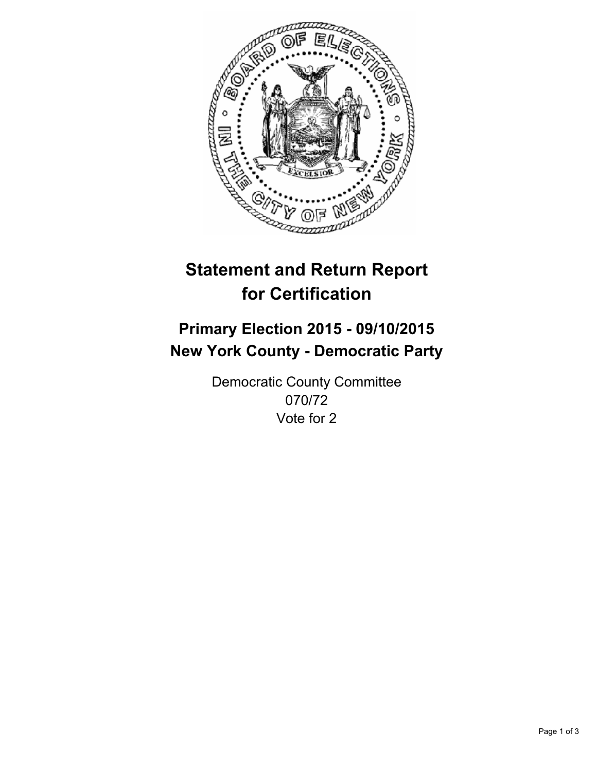# Statement and Return Report for Certification

## Primary Election 2015 - 09/10/2015
## New York County - Democratic Party

Democratic County Committee
070/72
Vote for 2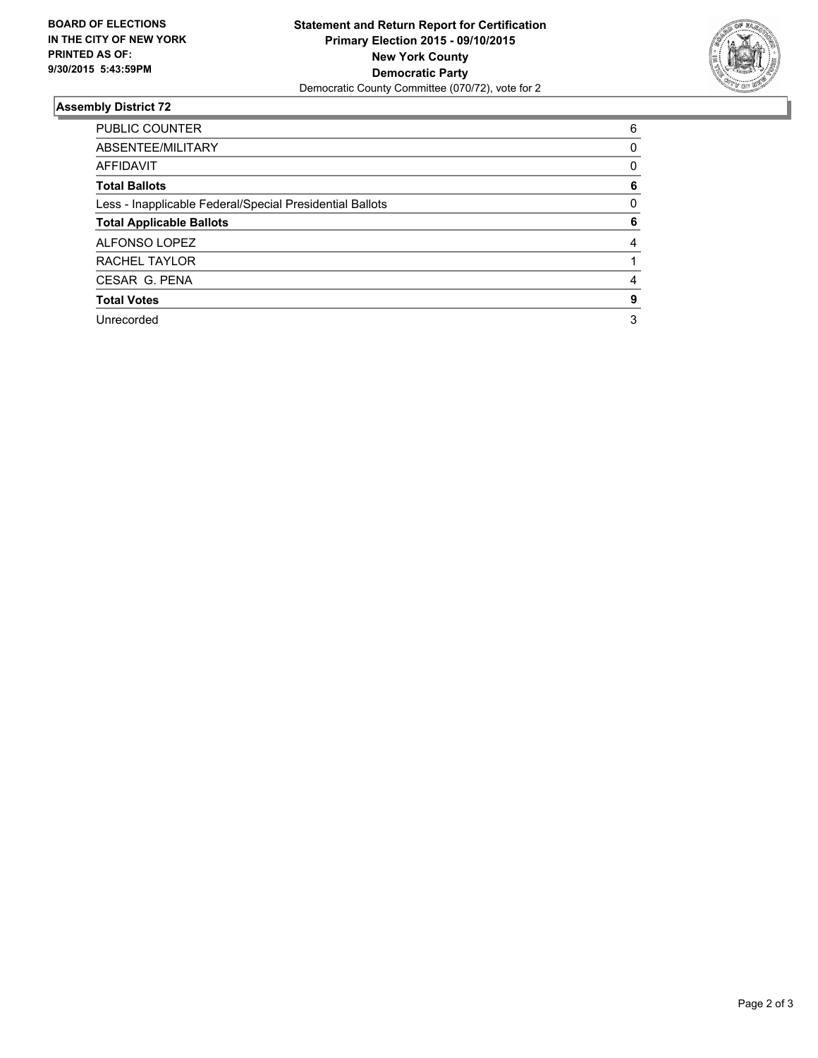**BOARD OF ELECTIONS IN THE CITY OF NEW YORK PRINTED AS OF: 9/30/2015 5:43:59PM**

**Statement and Return Report for Certification**
**Primary Election 2015 - 09/10/2015**
**New York County**
**Democratic Party**
Democratic County Committee (070/72), vote for 2

## Assembly District 72

| | |
|---|---|
| PUBLIC COUNTER | 6 |
| ABSENTEE/MILITARY | 0 |
| AFFIDAVIT | 0 |
| **Total Ballots** | **6** |
| Less - Inapplicable Federal/Special Presidential Ballots | 0 |
| **Total Applicable Ballots** | **6** |
| ALFONSO LOPEZ | 4 |
| RACHEL TAYLOR | 1 |
| CESAR G. PENA | 4 |
| **Total Votes** | **9** |
| Unrecorded | 3 |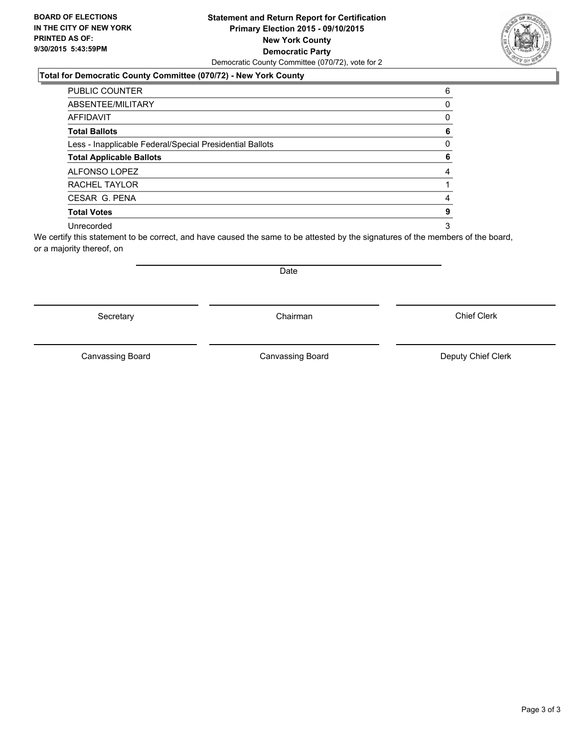**BOARD OF ELECTIONS**
**IN THE CITY OF NEW YORK**
**PRINTED AS OF:**
**9/30/2015 5:43:59PM**

**Statement and Return Report for Certification**
**Primary Election 2015 - 09/10/2015**
**New York County**
**Democratic Party**
Democratic County Committee (070/72), vote for 2

### Total for Democratic County Committee (070/72) - New York County

| | |
|---|---|
| PUBLIC COUNTER | 6 |
| ABSENTEE/MILITARY | 0 |
| AFFIDAVIT | 0 |
| **Total Ballots** | **6** |
| Less - Inapplicable Federal/Special Presidential Ballots | 0 |
| **Total Applicable Ballots** | **6** |
| ALFONSO LOPEZ | 4 |
| RACHEL TAYLOR | 1 |
| CESAR G. PENA | 4 |
| **Total Votes** | **9** |
| Unrecorded | 3 |

We certify this statement to be correct, and have caused the same to be attested by the signatures of the members of the board, or a majority thereof, on

Date

Secretary

Chairman

Chief Clerk

Canvassing Board

Canvassing Board

Deputy Chief Clerk